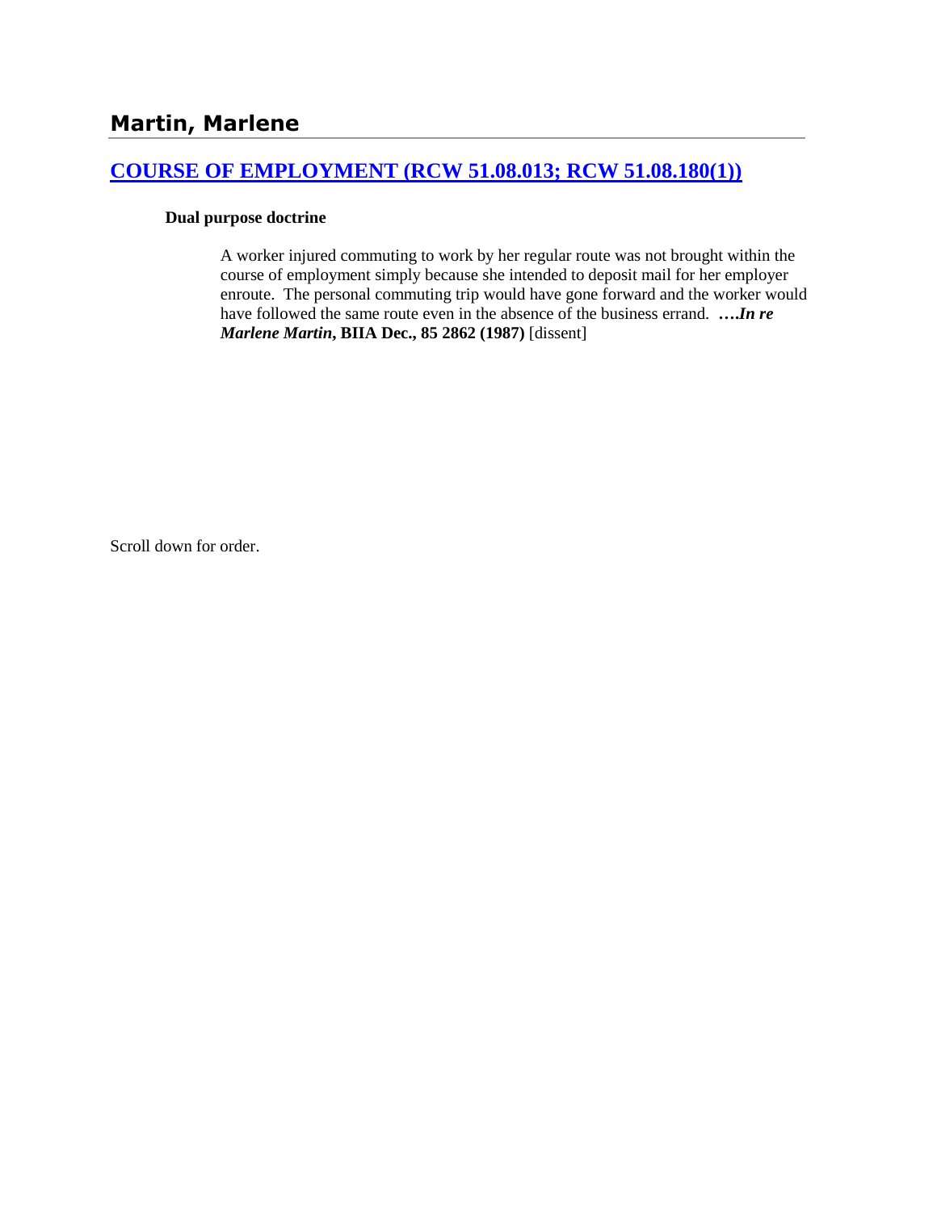## Martin, Marlene

### [COURSE OF EMPLOYMENT (RCW 51.08.013; RCW 51.08.180(1))]

**Dual purpose doctrine**

> A worker injured commuting to work by her regular route was not brought within the course of employment simply because she intended to deposit mail for her employer enroute. The personal commuting trip would have gone forward and the worker would have followed the same route even in the absence of the business errand. ***….In re Marlene Martin*, BIIA Dec., 85 2862 (1987)** [dissent]

Scroll down for order.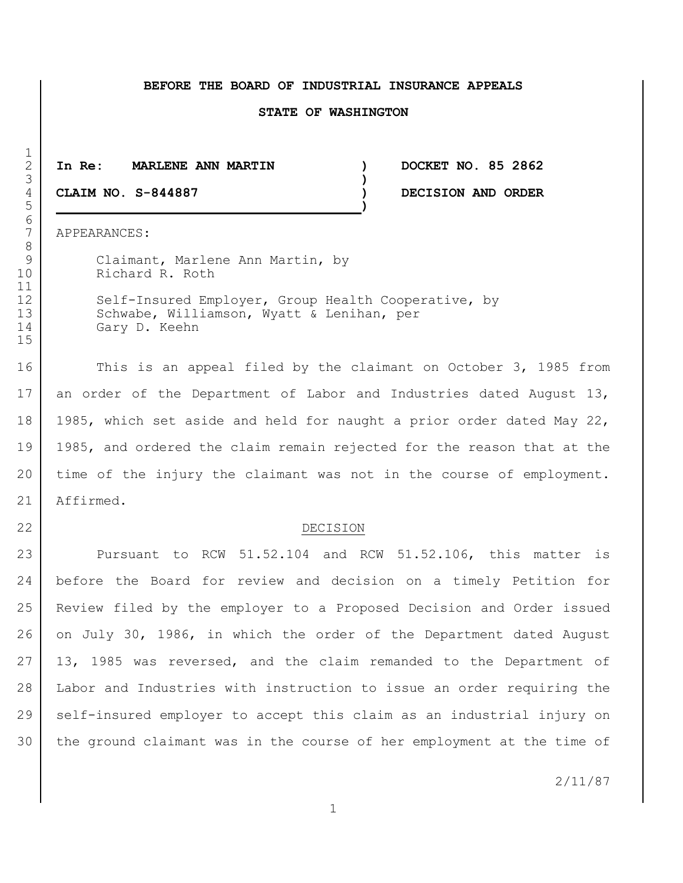**BEFORE THE BOARD OF INDUSTRIAL INSURANCE APPEALS**

**STATE OF WASHINGTON**

| | | |
|---|---|---|
| **In Re: MARLENE ANN MARTIN** | ) | **DOCKET NO. 85 2862** |
| | ) | |
| **CLAIM NO. S-844887** | ) | **DECISION AND ORDER** |

APPEARANCES:

Claimant, Marlene Ann Martin, by
Richard R. Roth

Self-Insured Employer, Group Health Cooperative, by
Schwabe, Williamson, Wyatt & Lenihan, per
Gary D. Keehn

This is an appeal filed by the claimant on October 3, 1985 from an order of the Department of Labor and Industries dated August 13, 1985, which set aside and held for naught a prior order dated May 22, 1985, and ordered the claim remain rejected for the reason that at the time of the injury the claimant was not in the course of employment. Affirmed.

## DECISION

Pursuant to RCW 51.52.104 and RCW 51.52.106, this matter is before the Board for review and decision on a timely Petition for Review filed by the employer to a Proposed Decision and Order issued on July 30, 1986, in which the order of the Department dated August 13, 1985 was reversed, and the claim remanded to the Department of Labor and Industries with instruction to issue an order requiring the self-insured employer to accept this claim as an industrial injury on the ground claimant was in the course of her employment at the time of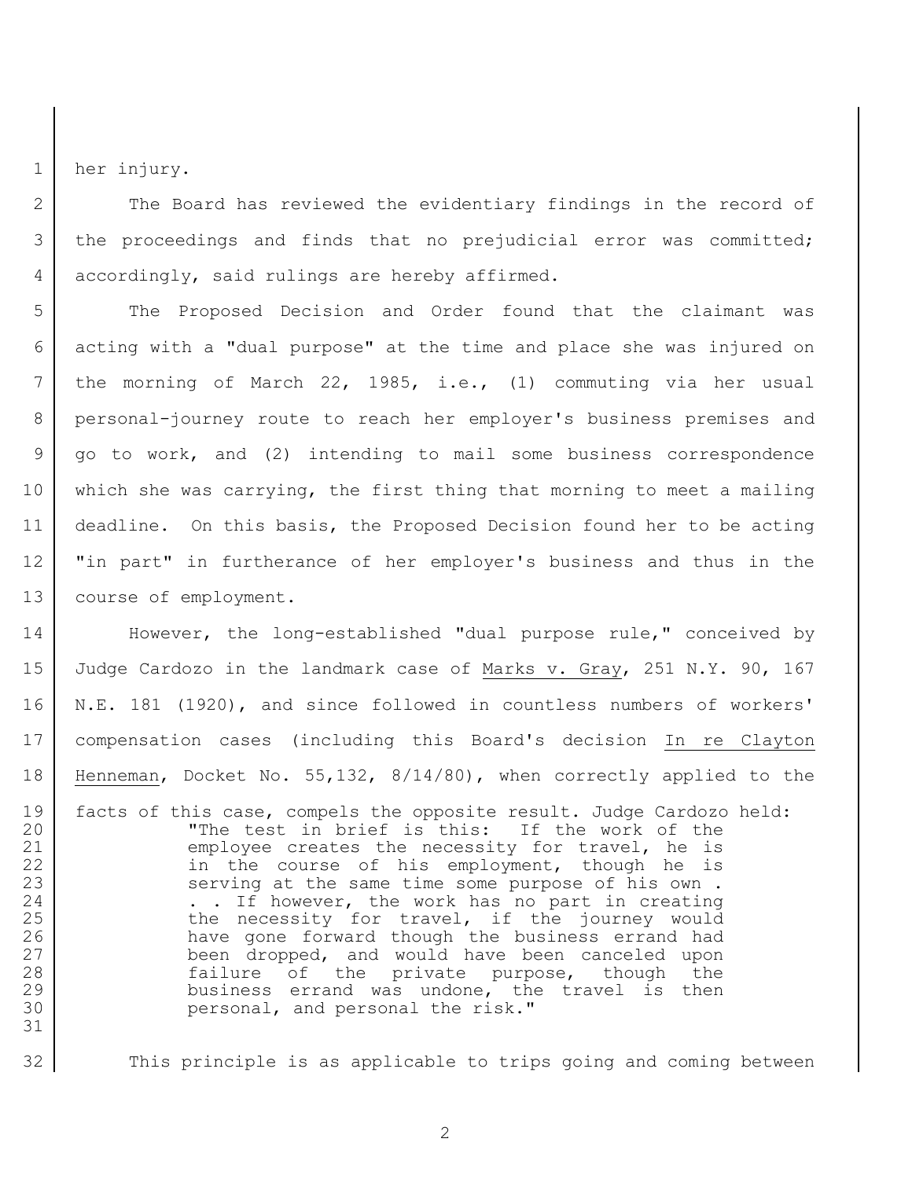her injury.

The Board has reviewed the evidentiary findings in the record of the proceedings and finds that no prejudicial error was committed; accordingly, said rulings are hereby affirmed.

The Proposed Decision and Order found that the claimant was acting with a "dual purpose" at the time and place she was injured on the morning of March 22, 1985, i.e., (1) commuting via her usual personal-journey route to reach her employer's business premises and go to work, and (2) intending to mail some business correspondence which she was carrying, the first thing that morning to meet a mailing deadline. On this basis, the Proposed Decision found her to be acting "in part" in furtherance of her employer's business and thus in the course of employment.

However, the long-established "dual purpose rule," conceived by Judge Cardozo in the landmark case of Marks v. Gray, 251 N.Y. 90, 167 N.E. 181 (1920), and since followed in countless numbers of workers' compensation cases (including this Board's decision In re Clayton Henneman, Docket No. 55,132, 8/14/80), when correctly applied to the facts of this case, compels the opposite result. Judge Cardozo held:

> "The test in brief is this: If the work of the employee creates the necessity for travel, he is in the course of his employment, though he is serving at the same time some purpose of his own . . . If however, the work has no part in creating the necessity for travel, if the journey would have gone forward though the business errand had been dropped, and would have been canceled upon failure of the private purpose, though the business errand was undone, the travel is then personal, and personal the risk."

This principle is as applicable to trips going and coming between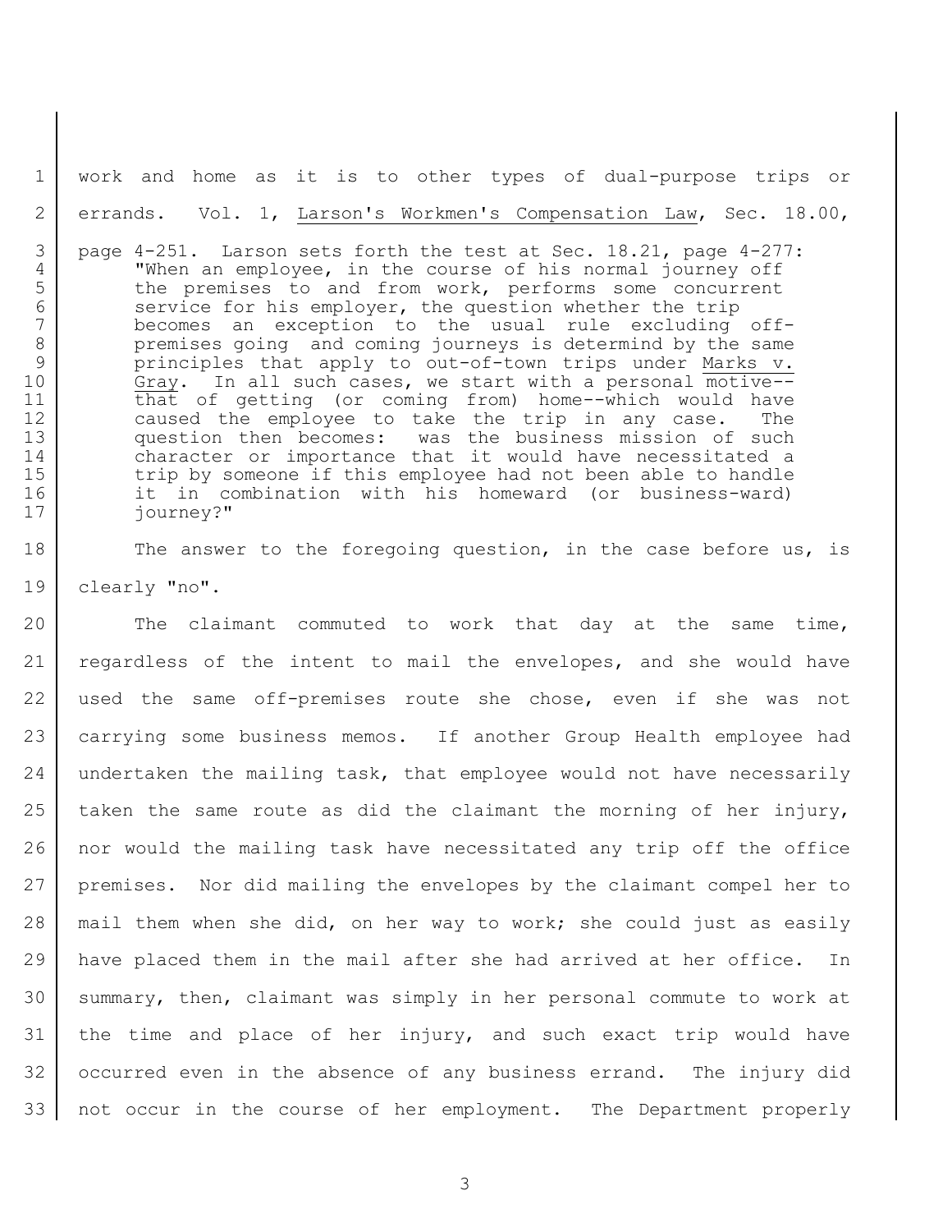work and home as it is to other types of dual-purpose trips or errands. Vol. 1, Larson's Workmen's Compensation Law, Sec. 18.00, page 4-251. Larson sets forth the test at Sec. 18.21, page 4-277:

> "When an employee, in the course of his normal journey off the premises to and from work, performs some concurrent service for his employer, the question whether the trip becomes an exception to the usual rule excluding off-premises going and coming journeys is determind by the same principles that apply to out-of-town trips under *Marks v. Gray*. In all such cases, we start with a personal motive--that of getting (or coming from) home--which would have caused the employee to take the trip in any case. The question then becomes: was the business mission of such character or importance that it would have necessitated a trip by someone if this employee had not been able to handle it in combination with his homeward (or business-ward) journey?"

The answer to the foregoing question, in the case before us, is clearly "no".

The claimant commuted to work that day at the same time, regardless of the intent to mail the envelopes, and she would have used the same off-premises route she chose, even if she was not carrying some business memos. If another Group Health employee had undertaken the mailing task, that employee would not have necessarily taken the same route as did the claimant the morning of her injury, nor would the mailing task have necessitated any trip off the office premises. Nor did mailing the envelopes by the claimant compel her to mail them when she did, on her way to work; she could just as easily have placed them in the mail after she had arrived at her office. In summary, then, claimant was simply in her personal commute to work at the time and place of her injury, and such exact trip would have occurred even in the absence of any business errand. The injury did not occur in the course of her employment. The Department properly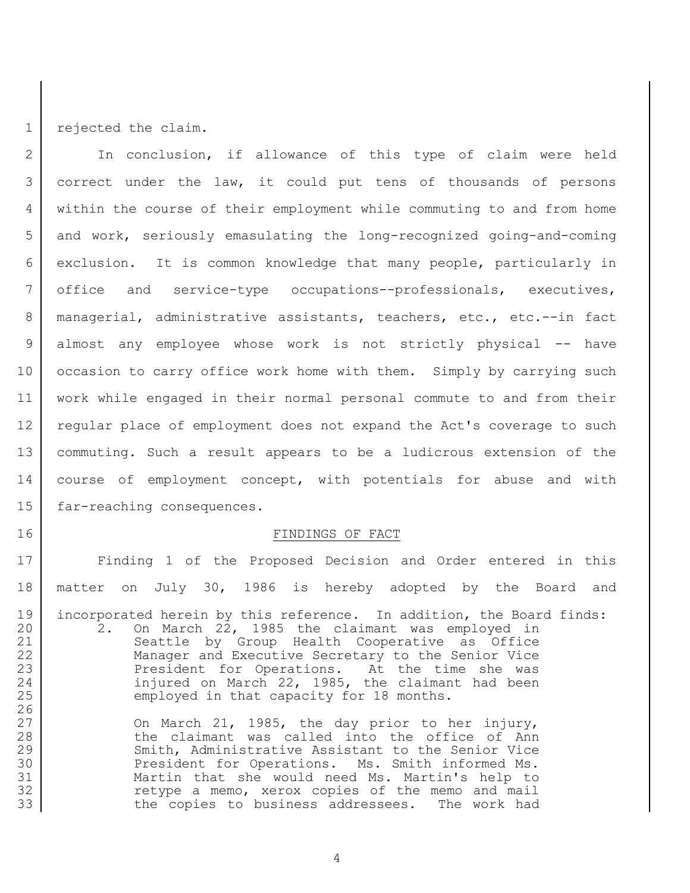rejected the claim.

In conclusion, if allowance of this type of claim were held correct under the law, it could put tens of thousands of persons within the course of their employment while commuting to and from home and work, seriously emasulating the long-recognized going-and-coming exclusion. It is common knowledge that many people, particularly in office and service-type occupations--professionals, executives, managerial, administrative assistants, teachers, etc., etc.--in fact almost any employee whose work is not strictly physical -- have occasion to carry office work home with them. Simply by carrying such work while engaged in their normal personal commute to and from their regular place of employment does not expand the Act's coverage to such commuting. Such a result appears to be a ludicrous extension of the course of employment concept, with potentials for abuse and with far-reaching consequences.

## FINDINGS OF FACT

Finding 1 of the Proposed Decision and Order entered in this matter on July 30, 1986 is hereby adopted by the Board and incorporated herein by this reference. In addition, the Board finds:

2. On March 22, 1985 the claimant was employed in Seattle by Group Health Cooperative as Office Manager and Executive Secretary to the Senior Vice President for Operations. At the time she was injured on March 22, 1985, the claimant had been employed in that capacity for 18 months.

   On March 21, 1985, the day prior to her injury, the claimant was called into the office of Ann Smith, Administrative Assistant to the Senior Vice President for Operations. Ms. Smith informed Ms. Martin that she would need Ms. Martin's help to retype a memo, xerox copies of the memo and mail the copies to business addressees. The work had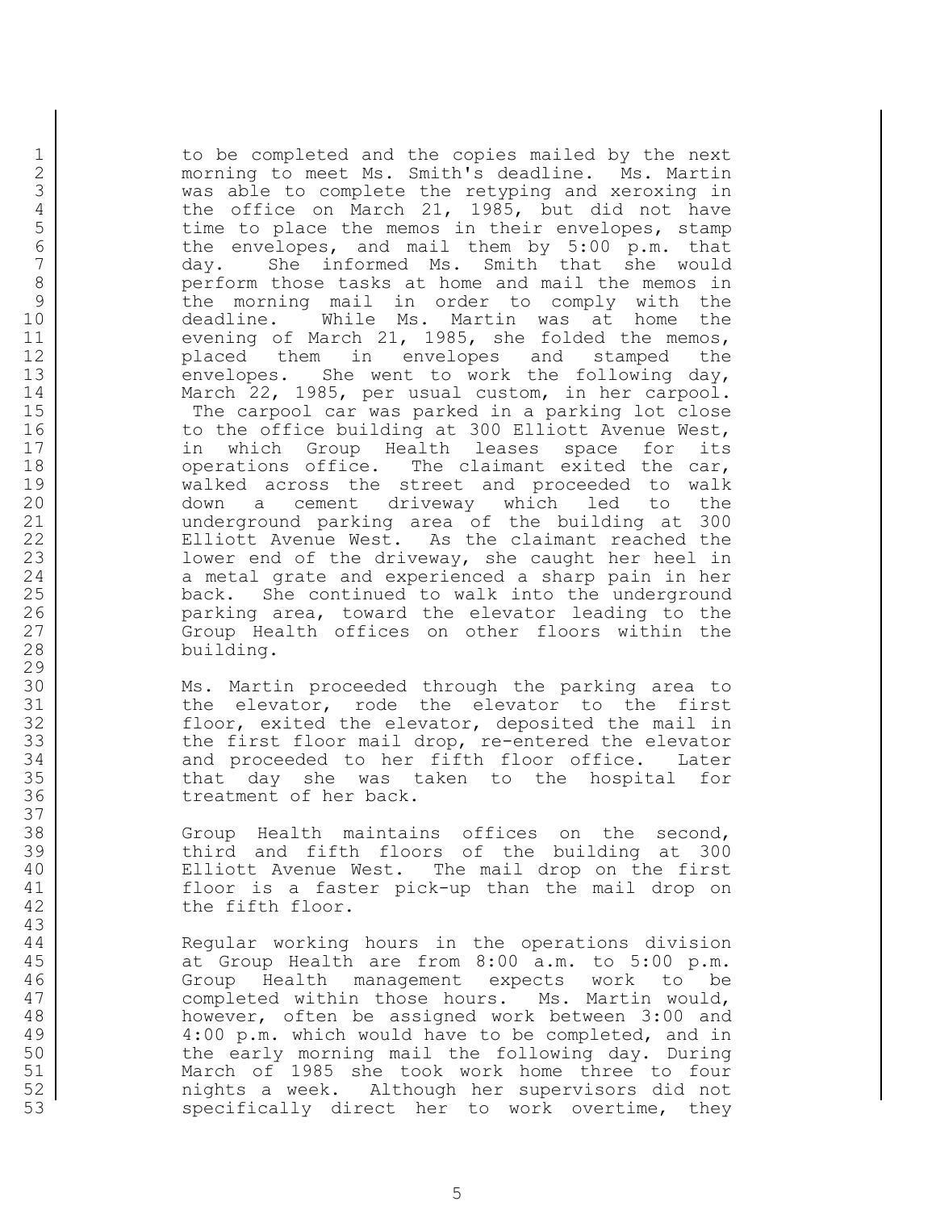to be completed and the copies mailed by the next morning to meet Ms. Smith's deadline. Ms. Martin was able to complete the retyping and xeroxing in the office on March 21, 1985, but did not have time to place the memos in their envelopes, stamp the envelopes, and mail them by 5:00 p.m. that day. She informed Ms. Smith that she would perform those tasks at home and mail the memos in the morning mail in order to comply with the deadline. While Ms. Martin was at home the evening of March 21, 1985, she folded the memos, placed them in envelopes and stamped the envelopes. She went to work the following day, March 22, 1985, per usual custom, in her carpool. The carpool car was parked in a parking lot close to the office building at 300 Elliott Avenue West, in which Group Health leases space for its operations office. The claimant exited the car, walked across the street and proceeded to walk down a cement driveway which led to the underground parking area of the building at 300 Elliott Avenue West. As the claimant reached the lower end of the driveway, she caught her heel in a metal grate and experienced a sharp pain in her back. She continued to walk into the underground parking area, toward the elevator leading to the Group Health offices on other floors within the building.

Ms. Martin proceeded through the parking area to the elevator, rode the elevator to the first floor, exited the elevator, deposited the mail in the first floor mail drop, re-entered the elevator and proceeded to her fifth floor office. Later that day she was taken to the hospital for treatment of her back.

Group Health maintains offices on the second, third and fifth floors of the building at 300 Elliott Avenue West. The mail drop on the first floor is a faster pick-up than the mail drop on the fifth floor.

Regular working hours in the operations division at Group Health are from 8:00 a.m. to 5:00 p.m. Group Health management expects work to be completed within those hours. Ms. Martin would, however, often be assigned work between 3:00 and 4:00 p.m. which would have to be completed, and in the early morning mail the following day. During March of 1985 she took work home three to four nights a week. Although her supervisors did not specifically direct her to work overtime, they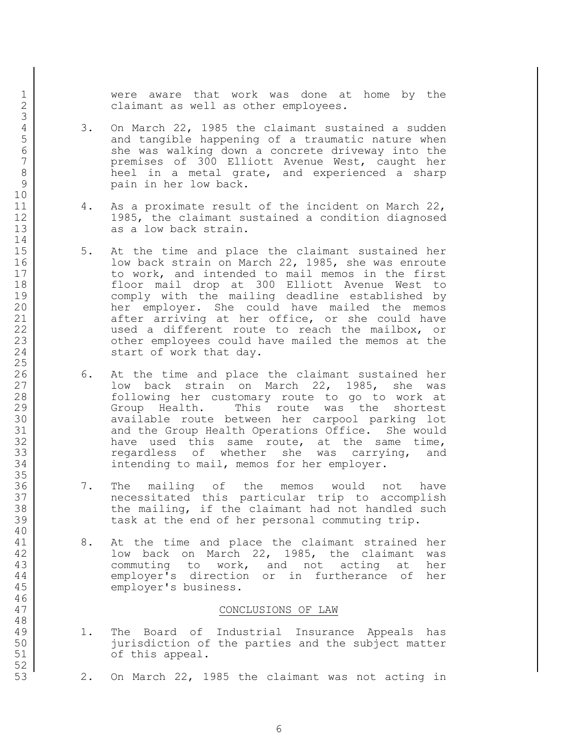were aware that work was done at home by the claimant as well as other employees.

3. On March 22, 1985 the claimant sustained a sudden and tangible happening of a traumatic nature when she was walking down a concrete driveway into the premises of 300 Elliott Avenue West, caught her heel in a metal grate, and experienced a sharp pain in her low back.

4. As a proximate result of the incident on March 22, 1985, the claimant sustained a condition diagnosed as a low back strain.

5. At the time and place the claimant sustained her low back strain on March 22, 1985, she was enroute to work, and intended to mail memos in the first floor mail drop at 300 Elliott Avenue West to comply with the mailing deadline established by her employer. She could have mailed the memos after arriving at her office, or she could have used a different route to reach the mailbox, or other employees could have mailed the memos at the start of work that day.

6. At the time and place the claimant sustained her low back strain on March 22, 1985, she was following her customary route to go to work at Group Health. This route was the shortest available route between her carpool parking lot and the Group Health Operations Office. She would have used this same route, at the same time, regardless of whether she was carrying, and intending to mail, memos for her employer.

7. The mailing of the memos would not have necessitated this particular trip to accomplish the mailing, if the claimant had not handled such task at the end of her personal commuting trip.

8. At the time and place the claimant strained her low back on March 22, 1985, the claimant was commuting to work, and not acting at her employer's direction or in furtherance of her employer's business.

## CONCLUSIONS OF LAW

1. The Board of Industrial Insurance Appeals has jurisdiction of the parties and the subject matter of this appeal.

2. On March 22, 1985 the claimant was not acting in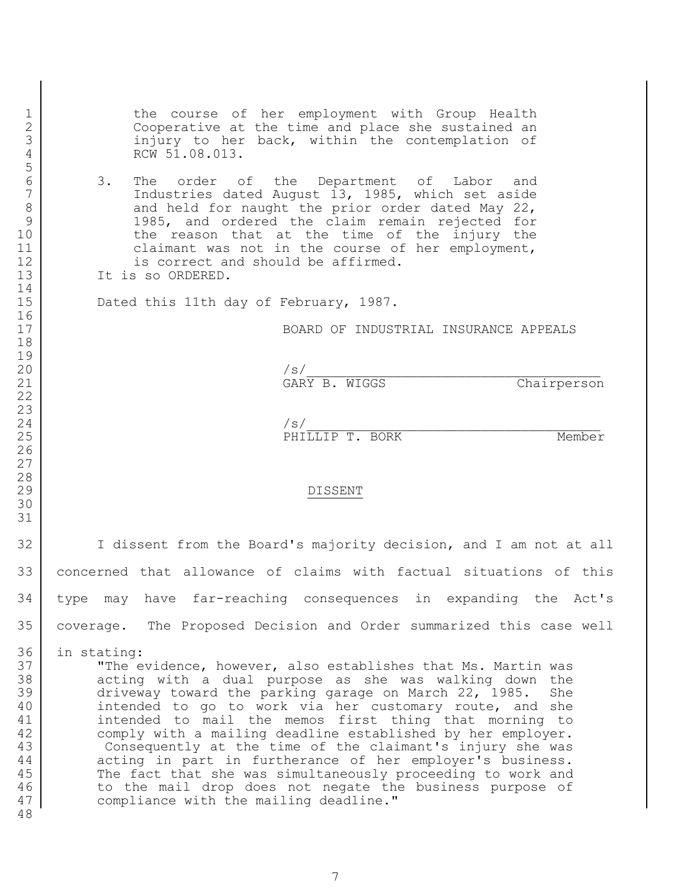the course of her employment with Group Health Cooperative at the time and place she sustained an injury to her back, within the contemplation of RCW 51.08.013.

3. The order of the Department of Labor and Industries dated August 13, 1985, which set aside and held for naught the prior order dated May 22, 1985, and ordered the claim remain rejected for the reason that at the time of the injury the claimant was not in the course of her employment, is correct and should be affirmed.

It is so ORDERED.

Dated this 11th day of February, 1987.

BOARD OF INDUSTRIAL INSURANCE APPEALS

/s/________________________________
GARY B. WIGGS Chairperson

/s/________________________________
PHILLIP T. BORK Member

## DISSENT

I dissent from the Board's majority decision, and I am not at all concerned that allowance of claims with factual situations of this type may have far-reaching consequences in expanding the Act's coverage. The Proposed Decision and Order summarized this case well in stating:

> "The evidence, however, also establishes that Ms. Martin was acting with a dual purpose as she was walking down the driveway toward the parking garage on March 22, 1985. She intended to go to work via her customary route, and she intended to mail the memos first thing that morning to comply with a mailing deadline established by her employer. Consequently at the time of the claimant's injury she was acting in part in furtherance of her employer's business. The fact that she was simultaneously proceeding to work and to the mail drop does not negate the business purpose of compliance with the mailing deadline."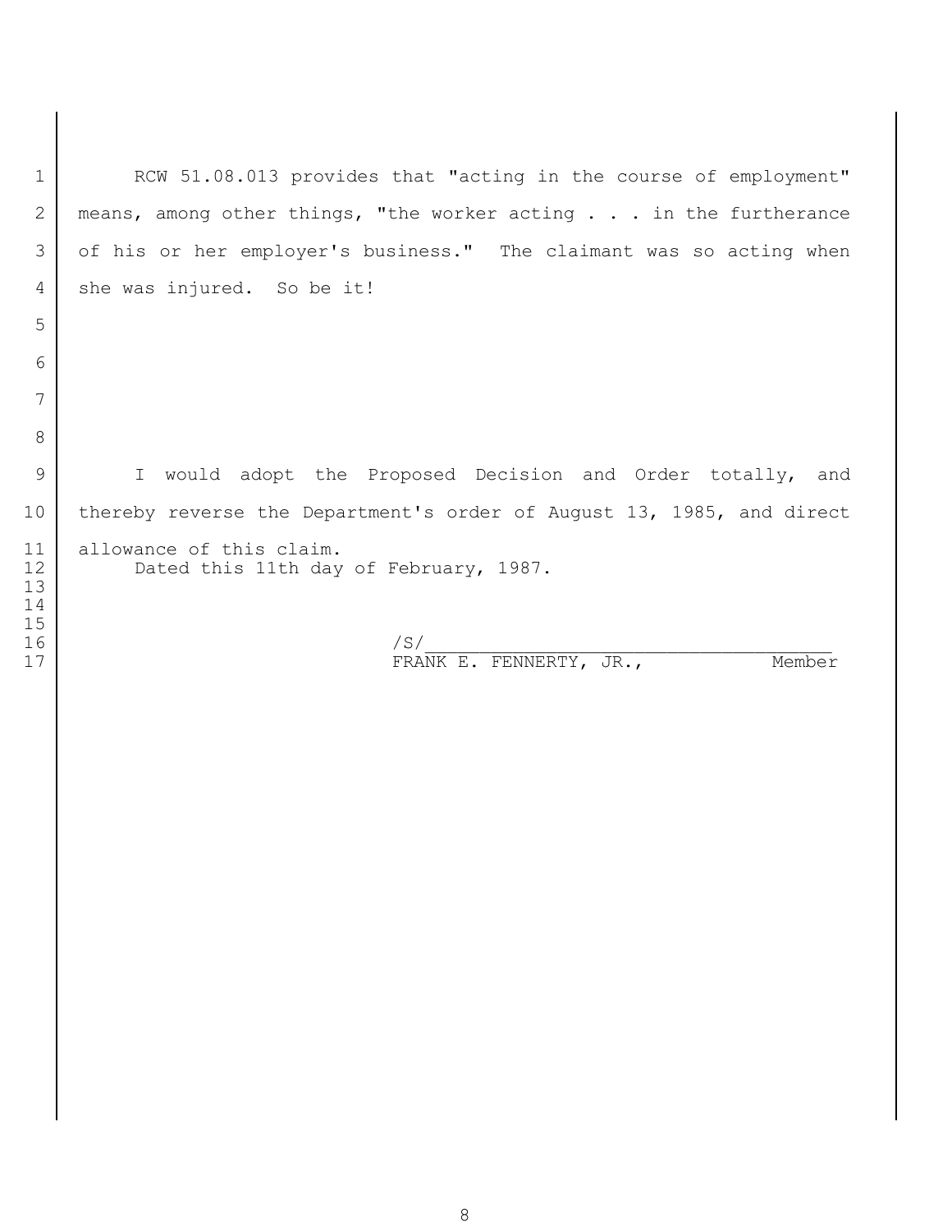RCW 51.08.013 provides that "acting in the course of employment" means, among other things, "the worker acting . . . in the furtherance of his or her employer's business." The claimant was so acting when she was injured. So be it!

I would adopt the Proposed Decision and Order totally, and thereby reverse the Department's order of August 13, 1985, and direct allowance of this claim.

Dated this 11th day of February, 1987.

/S/\_\_\_\_\_\_\_\_\_\_\_\_\_\_\_\_\_\_\_\_\_\_\_\_\_\_\_\_\_\_\_\_\_\_\_
FRANK E. FENNERTY, JR., Member